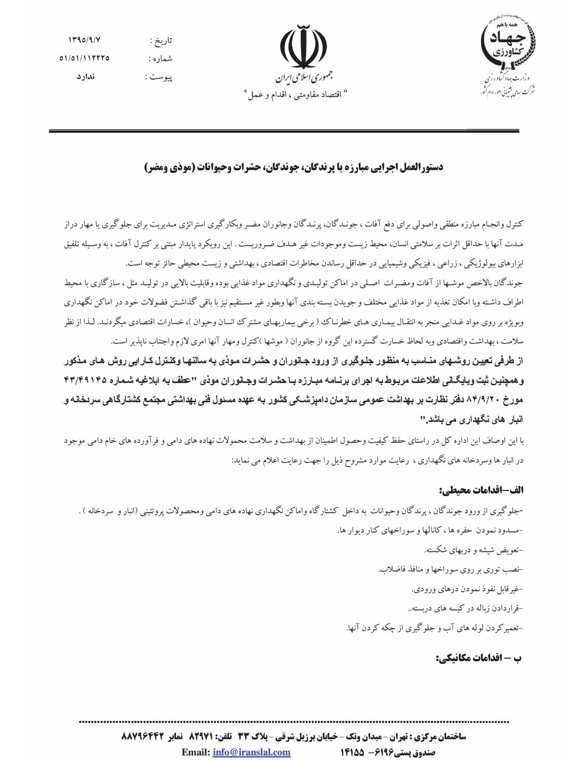تاریخ : ۱۳۹۵/۹/۷
شماره : ۵۱/۵۱/۱۱۲۲۲۵
پیوست : ندارد

جمهوری اسلامی ایران

" اقتصاد مقاومتی ، اقدام و عمل "

همه با هم جهاد کشاورزی
وزارت جهاد کشاورزی
شرکت سهامی پشتیبانی امور دام کشور

## دستورالعمل اجرایی مبارزه با پرندگان، جوندگان، حشرات وحیوانات (موذی ومضر)

کنترل وانجام مبارزه منطقی واصولی برای دفع آفات ، جونـدگان، پرنـدگان وجانوران مضـر وبکارگیری استراتژی مـدیریت برای جلوگیری یا مهار دراز مـدت آنها با حداقل اثرات بر سلامتی انسان، محیط زیست وموجودات غیر هـدف ضـروریست . این رویکرد پایدار مبتنی بر کنترل آفات ، به وسـیله تلفیق ابزارهای بیولوژیکی ، زراعی ، فیزیکی وشیمیایی در حداقل رساندن مخاطرات اقتصادی ، بهداشتی و زیست محیطی حائز توجه است.

جوندگان بالاخص موشـها از آفات ومضـرات اصـلی در اماکن تولیـدی و نگهداری مواد غذایی بوده وقابلیت بالایی در تولیـد مثل ، سازگاری با محیط اطراف داشـته وبا امکان تغذیه از مواد غذایی مختلف و جویدن بسته بندی آنها وبطور غیر مسـتقیم نیز با باقی گذاشـتن فضولات خود در اماکن نگهداری وبویژه بر روی مواد غـذایی منجر به انتقـال بیمـاری هـای خطرنـاک ( برخی بیماریهـای مشترک انسان وحیوان )، خسارات اقتصادی میگردنـد. لـذا از نظر سلامت ، بهداشت واقتصادی وبه لحاظ خسارت گسترده این گروه از جانوران ( موشها )کنترل ومهار آنها امری لازم واجتناب ناپذیر است.

**از طرفی تعیـین روشـهای منـاسب به منظور جلـوگیری از ورود جـانوران و حشـرات مـوذی به سالنهـا وکنـترل کـارایی روش هـای مـذکور وهمچنین ثبت وبایگـانی اطلاعات مربوط به اجرای برنـامه مبـارزه بـا حشرات وجـانوران موذی "عطف به ابلاغیه شماره ۴۳/۴۹۱۴۵ مورخ ۸۴/۹/۲۰ دفتر نظارت بر بهداشت عمومی سازمان دامپزشـکی کشور به عهده مسئول فنی بهداشتی مجتمع کشتارگاهی سردخانـه و انبار های نگهداری می باشد."**

با این اوصاف این اداره کل در راستای حفظ کیفیت وحصول اطمینان از بهداشت و سلامت محمولات نهاده های دامی و فرآورده های خام دامی موجود در انبار ها وسردخانه های نگهداری ، رعایت موارد مشروح ذیل را جهت رعایت اعلام می نماید:

### الف–اقدامات محیطی:

-جلوگیری از ورود جوندگان ، پرندگان وحیوانات به داخل کشتارگاه واماکن نگهداری نهاده های دامی ومحصولات پروتئینی (انبار و سردخانه ) .
-مسدود نمودن حفره ها ، کانالها و سوراخهای کنار دیوار ها.
-تعویض شیشه و دربهای شکسته.
-نصب توری بر روی سوراخها و منافذ فاضلاب.
-غیرقابل نفوذ نمودن درهای ورودی.
-قراردادن زباله در کیسه های دربسته..
-تعمیرکردن لوله های آب و جلوگیری از چکه کردن آنها.

### ب – اقدامات مکانیکی:

ساختمان مرکزی : تهران – میدان ونک – خیابان برزیل شرقی – پلاک ۳۳ تلفن: ۸۲۹۷۱ نمابر ۸۸۷۹۶۴۴۲
Email: info@iranslal.com صندوق پستی۶۱۹۶– ۱۴۱۵۵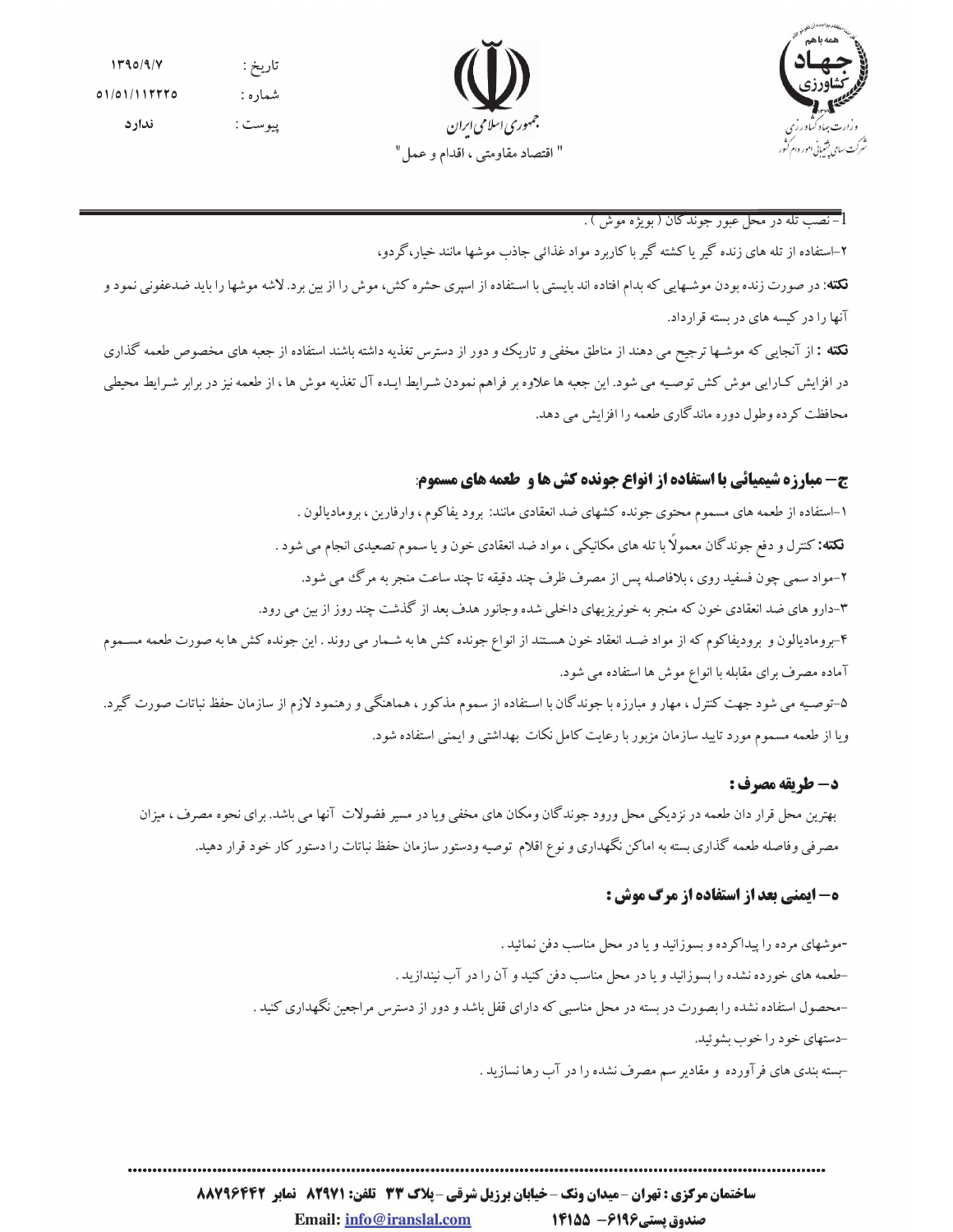1- نصب تله در محل عبور جوندگان (بویژه موش).

۲-استفاده از تله های زنده گیر یا کشته گیر با کاربرد مواد غذائی جاذب موشها مانند خیار، گردو،

**نکته:** در صورت زنده بودن موشهایی که بدام افتاده اند بایستی با استفاده از اسپری حشره کش، موش را از بین برد. لاشه موشها را باید ضدعفونی نمود و آنها را در کیسه های در بسته قرارداد.

**نکته :** از آنجایی که موشها ترجیح می دهند از مناطق مخفی و تاریک و دور از دسترس تغذیه داشته باشند استفاده از جعبه های مخصوص طعمه گذاری در افزایش کارایی موش کش توصیه می شود. این جعبه ها علاوه بر فراهم نمودن شرایط ایده آل تغذیه موش ها ، از طعمه نیز در برابر شرایط محیطی محافظت کرده وطول دوره ماندگاری طعمه را افزایش می دهد.

### ج- مبارزه شیمیائی با استفاده از انواع جونده کش ها و طعمه های مسموم:

۱-استفاده از طعمه های مسموم محتوی جونده کشهای ضد انعقادی مانند: برود یفاکوم ، وارفارین ، برومادیالون .

**نکته:** کنترل و دفع جوندگان معمولاً با تله های مکانیکی ، مواد ضد انعقادی خون و یا سموم تصعیدی انجام می شود .

۲-مواد سمی چون فسفید روی ، بلافاصله پس از مصرف ظرف چند دقیقه تا چند ساعت منجر به مرگ می شود.

۳-دارو های ضد انعقادی خون که منجر به خونریزیهای داخلی شده وجانور هدف بعد از گذشت چند روز از بین می رود.

۴-برومادیالون و برودیفاکوم که از مواد ضد انعقاد خون هستند از انواع جونده کش ها به شمار می روند . این جونده کش ها به صورت طعمه مسموم آماده مصرف برای مقابله با انواع موش ها استفاده می شود.

۵-توصیه می شود جهت کنترل ، مهار و مبارزه با جوندگان با استفاده از سموم مذکور ، هماهنگی و رهنمود لازم از سازمان حفظ نباتات صورت گیرد. ویا از طعمه مسموم مورد تایید سازمان مزبور با رعایت کامل نکات بهداشتی و ایمنی استفاده شود.

### د- طریقه مصرف :

بهترین محل قرار دان طعمه در نزدیکی محل ورود جوندگان ومکان های مخفی ویا در مسیر فضولات آنها می باشد. برای نحوه مصرف ، میزان مصرفی وفاصله طعمه گذاری بسته به اماکن نگهداری و نوع اقلام توصیه ودستور سازمان حفظ نباتات را دستور کار خود قرار دهید.

### ه- ایمنی بعد از استفاده از مرگ موش :

-موشهای مرده را پیداکرده و بسوزانید و یا در محل مناسب دفن نمائید .

-طعمه های خورده نشده را بسوزانید و یا در محل مناسب دفن کنید و آن را در آب نیندازید .

-محصول استفاده نشده را بصورت در بسته در محل مناسبی که دارای قفل باشد و دور از دسترس مراجعین نگهداری کنید .

-دستهای خود را خوب بشوئید.

-بسته بندی های فرآورده و مقادیر سم مصرف نشده را در آب رها نسازید .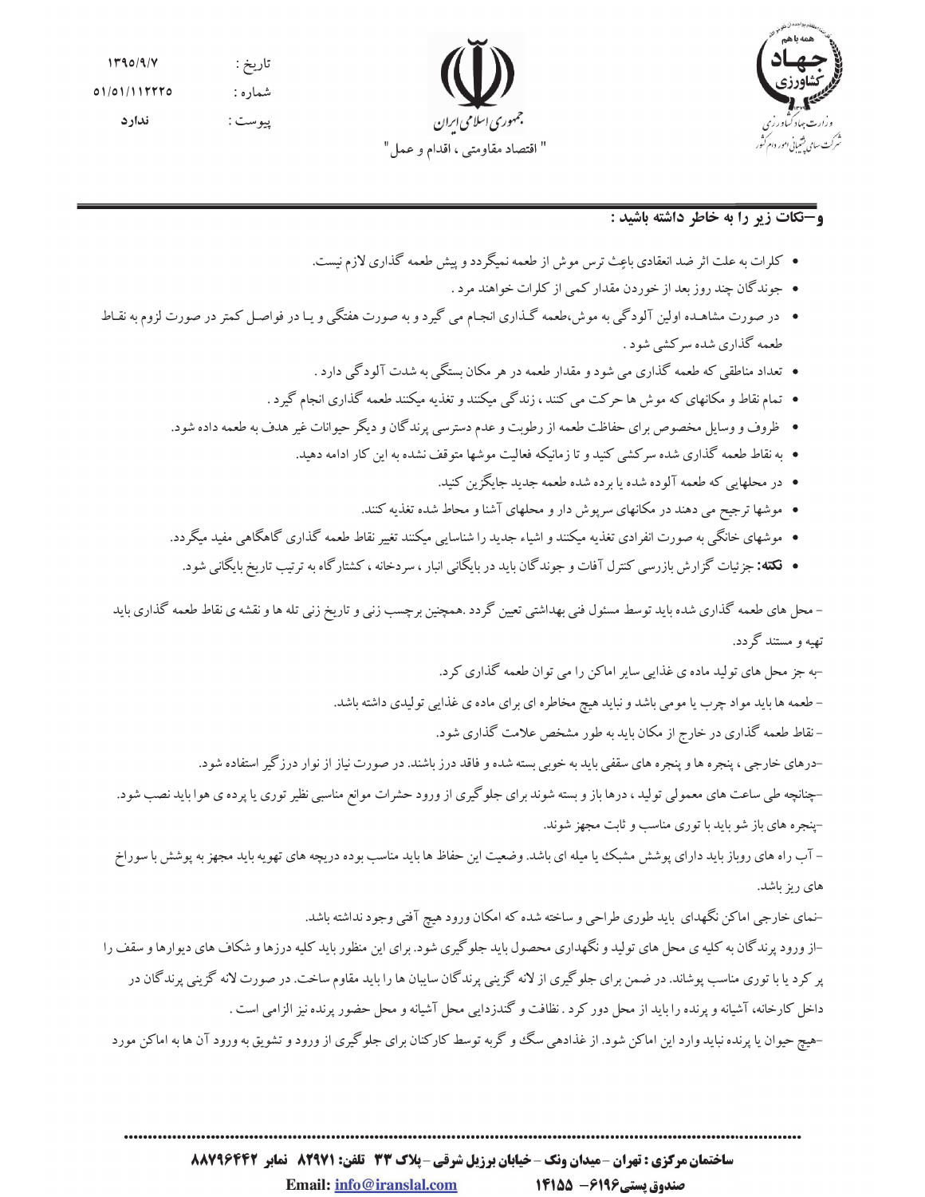## و–نکات زیر را به خاطر داشته باشید :

- کلرات به علت اثر ضد انعقادی باعث ترس موش از طعمه نمیگردد و پیش طعمه گذاری لازم نیست.
- جوندگان چند روز بعد از خوردن مقدار کمی از کلرات خواهند مرد .
- در صورت مشاهده اولین آلودگی به موش،طعمه گذاری انجام می گیرد و به صورت هفتگی و یا در فواصل کمتر در صورت لزوم به نقاط طعمه گذاری شده سرکشی شود .
- تعداد مناطقی که طعمه گذاری می شود و مقدار طعمه در هر مکان بستگی به شدت آلودگی دارد .
- تمام نقاط و مکانهای که موش ها حرکت می کنند ، زندگی میکنند و تغذیه میکنند طعمه گذاری انجام گیرد .
- ظروف و وسایل مخصوص برای حفاظت طعمه از رطوبت و عدم دسترسی پرندگان و دیگر حیوانات غیر هدف به طعمه داده شود.
- به نقاط طعمه گذاری شده سرکشی کنید و تا زمانیکه فعالیت موشها متوقف نشده به این کار ادامه دهید.
- در محلهایی که طعمه آلوده شده یا برده شده طعمه جدید جایگزین کنید.
- موشها ترجیح می دهند در مکانهای سرپوش دار و محلهای آشنا و محاط شده تغذیه کنند.
- موشهای خانگی به صورت انفرادی تغذیه میکنند و اشیاء جدید را شناسایی میکنند تغییر نقاط طعمه گذاری گاهگاهی مفید میگردد.
- **نکته:** جزئیات گزارش بازرسی کنترل آفات و جوندگان باید در بایگانی انبار ، سردخانه ، کشتارگاه به ترتیب تاریخ بایگانی شود.

- محل های طعمه گذاری شده باید توسط مسئول فنی بهداشتی تعیین گردد .همچنین برچسب زنی و تاریخ زنی تله ها و نقشه ی نقاط طعمه گذاری باید تهیه و مستند گردد.

-به جز محل های تولید ماده ی غذایی سایر اماکن را می توان طعمه گذاری کرد.

- طعمه ها باید مواد چرب یا مومی باشد و نباید هیچ مخاطره ای برای ماده ی غذایی تولیدی داشته باشد.

- نقاط طعمه گذاری در خارج از مکان باید به طور مشخص علامت گذاری شود.

-درهای خارجی ، پنجره ها و پنجره های سقفی باید به خوبی بسته شده و فاقد درز باشند. در صورت نیاز از نوار درزگیر استفاده شود.

-چنانچه طی ساعت های معمولی تولید ، درها باز و بسته شوند برای جلوگیری از ورود حشرات موانع مناسبی نظیر توری یا پرده ی هوا باید نصب شود.

-پنجره های باز شو باید با توری مناسب و ثابت مجهز شوند.

- آب راه های روباز باید دارای پوشش مشبک یا میله ای باشد. وضعیت این حفاظ ها باید مناسب بوده دریچه های تهویه باید مجهز به پوشش با سوراخ های ریز باشد.

-نمای خارجی اماکن نگهدای باید طوری طراحی و ساخته شده که امکان ورود هیچ آفتی وجود نداشته باشد.

-از ورود پرندگان به کلیه ی محل های تولید و نگهداری محصول باید جلوگیری شود. برای این منظور باید کلیه درزها و شکاف های دیوارها و سقف را پر کرد یا با توری مناسب پوشاند. در ضمن برای جلوگیری از لانه گزینی پرندگان سایبان ها را باید مقاوم ساخت. در صورت لانه گزینی پرندگان در داخل کارخانه، آشیانه و پرنده را باید از محل دور کرد . نظافت و گندزدایی محل آشیانه و محل حضور پرنده نیز الزامی است .

-هیچ حیوان یا پرنده نباید وارد این اماکن شود. از غذادهی سگ و گربه توسط کارکنان برای جلوگیری از ورود و تشویق به ورود آن ها به اماکن مورد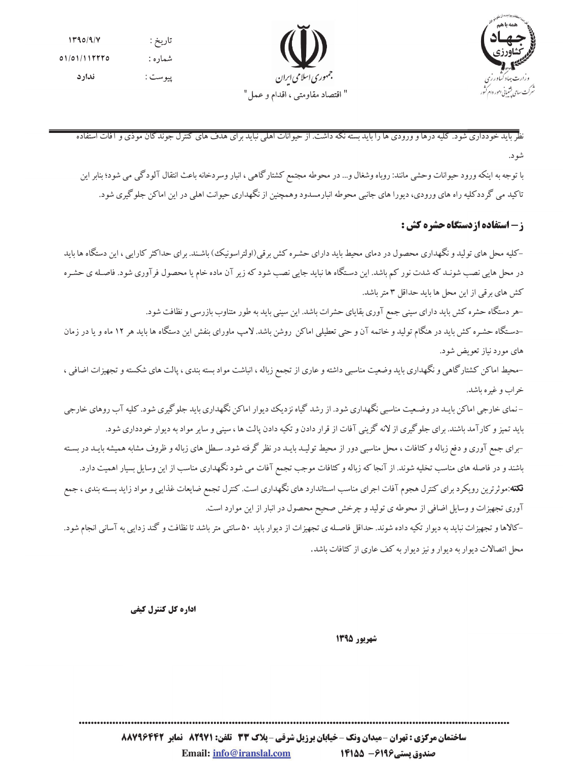نظر باید خودداری شود. کلیه درها و ورودی ها را باید بسته نگه داشت. از حیوانات اهلی نباید برای هدف های کنترل جوندگان موذی و آفات استفاده شود.

با توجه به اینکه ورود حیوانات وحشی مانند: روباه وشغال و... در محوطه مجتمع کشتارگاهی ، انبار وسردخانه باعث انتقال آلودگی می شود؛ بنابر این تاکید می گرددکلیه راه های ورودی، دیورا های جانبی محوطه انبارمسدود وهمچنین از نگهداری حیوانت اهلی در این اماکن جلوگیری شود.

## ز – استفاده ازدستگاه حشره کش :

-کلیه محل های تولید و نگهداری محصول در دمای محیط باید دارای حشره کش برقی(اولتراسونیک) باشند. برای حداکثر کارایی ، این دستگاه ها باید در محل هایی نصب شوند که شدت نور کم باشد. این دستگاه ها نباید جایی نصب شود که زیر آن ماده خام یا محصول فرآوری شود. فاصله ی حشره کش های برقی از این محل ها باید حداقل ۳ متر باشد.

-هر دستگاه حشره کش باید دارای سینی جمع آوری بقایای حشرات باشد. این سینی باید به طور متناوب بازرسی و نظافت شود.

-دستگاه حشره کش باید در هنگام تولید و خاتمه آن و حتی تعطیلی اماکن روشن باشد. لامپ ماورای بنفش این دستگاه ها باید هر ۱۲ ماه و یا در زمان های مورد نیاز تعویض شود.

-محیط اماکن کشتارگاهی و نگهداری باید وضعیت مناسبی داشته و عاری از تجمع زباله ، انباشت مواد بسته بندی ، پالت های شکسته و تجهیزات اضافی ، خراب و غیره باشد.

– نمای خارجی اماکن باید در وضعیت مناسبی نگهداری شود. از رشد گیاه نزدیک دیوار اماکن نگهداری باید جلوگیری شود. کلیه آب روهای خارجی باید تمیز و کارآمد باشند. برای جلوگیری از لانه گزینی آفات از قرار دادن و تکیه دادن پالت ها ، سینی و سایر مواد به دیوار خودداری شود.

-برای جمع آوری و دفع زباله و کثافات ، محل مناسبی دور از محیط تولید باید در نظر گرفته شود. سطل های زباله و ظروف مشابه همیشه باید در بسته باشند و در فاصله های مناسب تخلیه شوند. از آنجا که زباله و کثافات موجب تجمع آفات می شود نگهداری مناسب از این وسایل بسیار اهمیت دارد.

**نکته**:موثرترین رویکرد برای کنترل هجوم آفات اجرای مناسب استاندارد های نگهداری است. کنترل تجمع ضایعات غذایی و مواد زاید بسته بندی ، جمع آوری تجهیزات و وسایل اضافی از محوطه ی تولید و چرخش صحیح محصول در انبار از این موارد است.

-کالاها و تجهیزات نباید به دیوار تکیه داده شوند. حداقل فاصله ی تجهیزات از دیوار باید ۵۰ سانتی متر باشد تا نظافت و گند زدایی به آسانی انجام شود. محل اتصالات دیوار به دیوار و نیز دیوار به کف عاری از کثافات باشد.

**اداره کل کنترل کیفی**

**شهریور ۱۳۹۵**